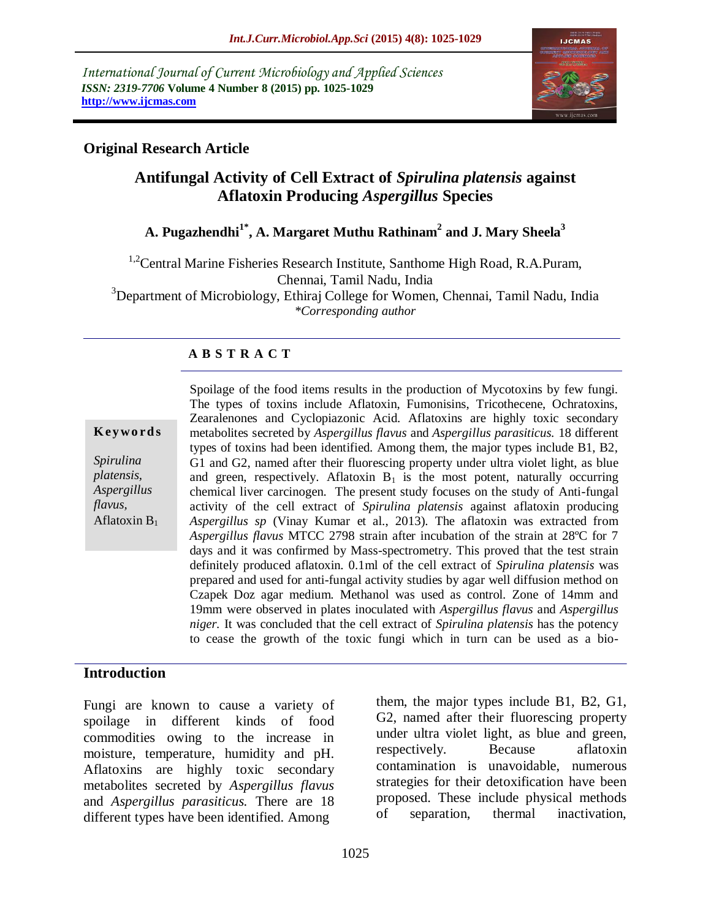International Journal of Current Microbiology and Applied Sciences
*ISSN: 2319-7706* **Volume 4 Number 8 (2015) pp. 1025-1029**
**http://www.ijcmas.com**

**Original Research Article**

# Antifungal Activity of Cell Extract of *Spirulina platensis* against Aflatoxin Producing *Aspergillus* Species

**A. Pugazhendhi[1*], A. Margaret Muthu Rathinam[2] and J. Mary Sheela[3]**

[1,2]Central Marine Fisheries Research Institute, Santhome High Road, R.A.Puram, Chennai, Tamil Nadu, India
[3]Department of Microbiology, Ethiraj College for Women, Chennai, Tamil Nadu, India
*\*Corresponding author*

**A B S T R A C T**

**Keywords**

*Spirulina platensis, Aspergillus flavus,* Aflatoxin $B_1$

Spoilage of the food items results in the production of Mycotoxins by few fungi. The types of toxins include Aflatoxin, Fumonisins, Tricothecene, Ochratoxins, Zearalenones and Cyclopiazonic Acid. Aflatoxins are highly toxic secondary metabolites secreted by *Aspergillus flavus* and *Aspergillus parasiticus.* 18 different types of toxins had been identified. Among them, the major types include B1, B2, G1 and G2, named after their fluorescing property under ultra violet light, as blue and green, respectively. Aflatoxin $B_1$ is the most potent, naturally occurring chemical liver carcinogen. The present study focuses on the study of Anti-fungal activity of the cell extract of *Spirulina platensis* against aflatoxin producing *Aspergillus sp* (Vinay Kumar et al., 2013). The aflatoxin was extracted from *Aspergillus flavus* MTCC 2798 strain after incubation of the strain at 28ºC for 7 days and it was confirmed by Mass-spectrometry. This proved that the test strain definitely produced aflatoxin. 0.1ml of the cell extract of *Spirulina platensis* was prepared and used for anti-fungal activity studies by agar well diffusion method on Czapek Doz agar medium. Methanol was used as control. Zone of 14mm and 19mm were observed in plates inoculated with *Aspergillus flavus* and *Aspergillus niger.* It was concluded that the cell extract of *Spirulina platensis* has the potency to cease the growth of the toxic fungi which in turn can be used as a bio-

## Introduction

Fungi are known to cause a variety of spoilage in different kinds of food commodities owing to the increase in moisture, temperature, humidity and pH. Aflatoxins are highly toxic secondary metabolites secreted by *Aspergillus flavus* and *Aspergillus parasiticus.* There are 18 different types have been identified. Among them, the major types include B1, B2, G1, G2, named after their fluorescing property under ultra violet light, as blue and green, respectively. Because aflatoxin contamination is unavoidable, numerous strategies for their detoxification have been proposed. These include physical methods of separation, thermal inactivation,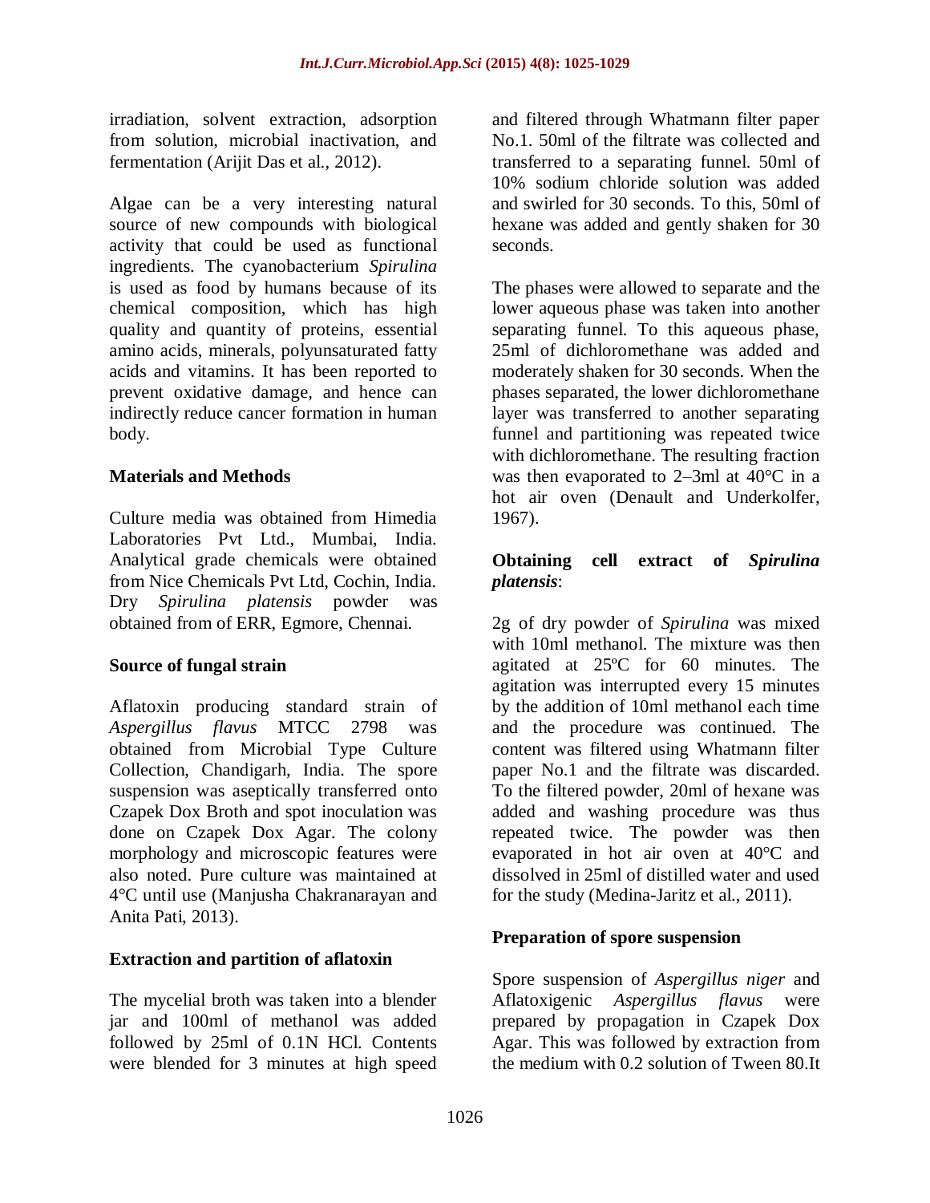irradiation, solvent extraction, adsorption from solution, microbial inactivation, and fermentation (Arijit Das et al., 2012).

Algae can be a very interesting natural source of new compounds with biological activity that could be used as functional ingredients. The cyanobacterium *Spirulina* is used as food by humans because of its chemical composition, which has high quality and quantity of proteins, essential amino acids, minerals, polyunsaturated fatty acids and vitamins. It has been reported to prevent oxidative damage, and hence can indirectly reduce cancer formation in human body.

## Materials and Methods

Culture media was obtained from Himedia Laboratories Pvt Ltd., Mumbai, India. Analytical grade chemicals were obtained from Nice Chemicals Pvt Ltd, Cochin, India. Dry *Spirulina platensis* powder was obtained from of ERR, Egmore, Chennai.

### Source of fungal strain

Aflatoxin producing standard strain of *Aspergillus flavus* MTCC 2798 was obtained from Microbial Type Culture Collection, Chandigarh, India. The spore suspension was aseptically transferred onto Czapek Dox Broth and spot inoculation was done on Czapek Dox Agar. The colony morphology and microscopic features were also noted. Pure culture was maintained at 4°C until use (Manjusha Chakranarayan and Anita Pati, 2013).

### Extraction and partition of aflatoxin

The mycelial broth was taken into a blender jar and 100ml of methanol was added followed by 25ml of 0.1N HCl. Contents were blended for 3 minutes at high speed and filtered through Whatmann filter paper No.1. 50ml of the filtrate was collected and transferred to a separating funnel. 50ml of 10% sodium chloride solution was added and swirled for 30 seconds. To this, 50ml of hexane was added and gently shaken for 30 seconds.

The phases were allowed to separate and the lower aqueous phase was taken into another separating funnel. To this aqueous phase, 25ml of dichloromethane was added and moderately shaken for 30 seconds. When the phases separated, the lower dichloromethane layer was transferred to another separating funnel and partitioning was repeated twice with dichloromethane. The resulting fraction was then evaporated to 2–3ml at 40°C in a hot air oven (Denault and Underkolfer, 1967).

### Obtaining cell extract of *Spirulina platensis*:

2g of dry powder of *Spirulina* was mixed with 10ml methanol. The mixture was then agitated at 25ºC for 60 minutes. The agitation was interrupted every 15 minutes by the addition of 10ml methanol each time and the procedure was continued. The content was filtered using Whatmann filter paper No.1 and the filtrate was discarded. To the filtered powder, 20ml of hexane was added and washing procedure was thus repeated twice. The powder was then evaporated in hot air oven at 40°C and dissolved in 25ml of distilled water and used for the study (Medina-Jaritz et al., 2011).

### Preparation of spore suspension

Spore suspension of *Aspergillus niger* and Aflatoxigenic *Aspergillus flavus* were prepared by propagation in Czapek Dox Agar. This was followed by extraction from the medium with 0.2 solution of Tween 80.It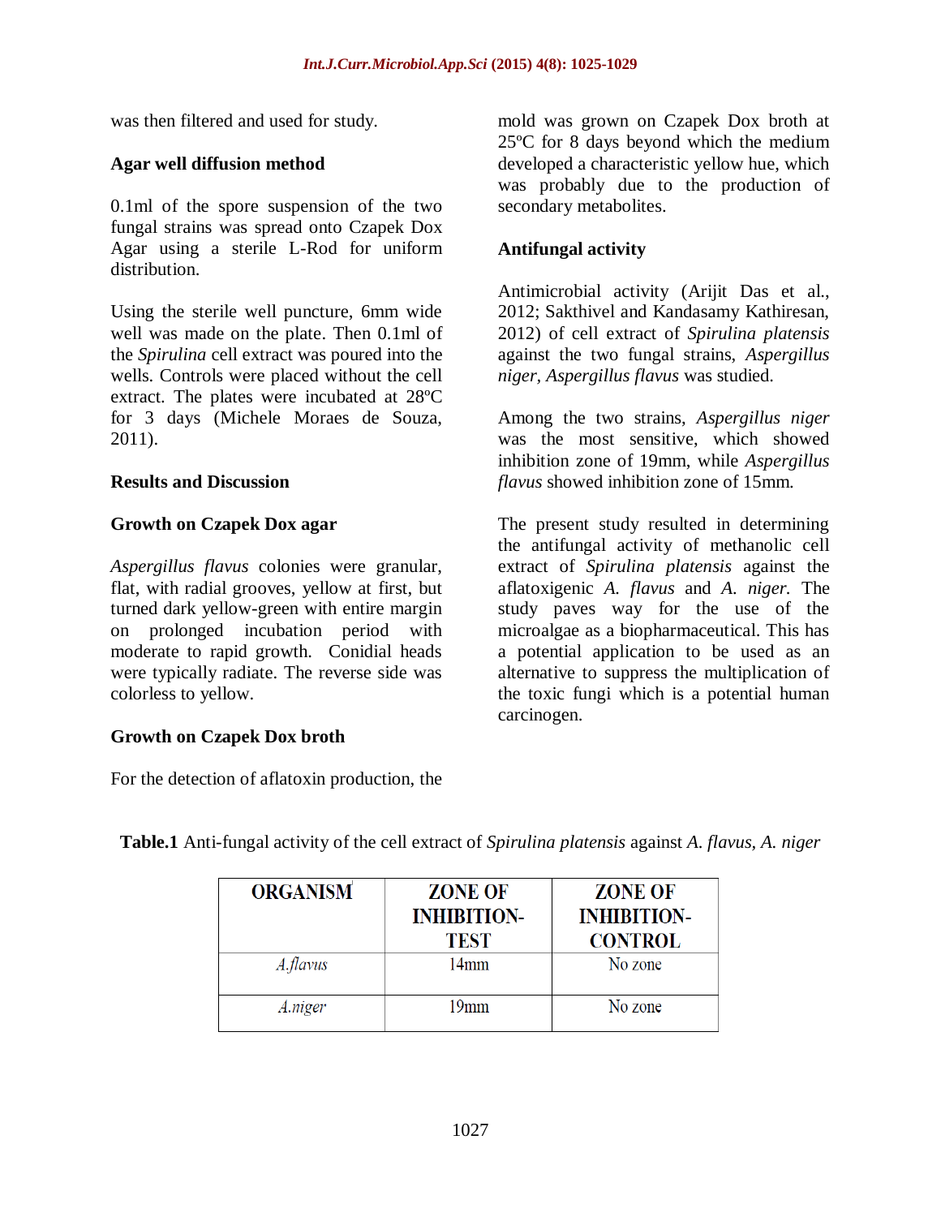was then filtered and used for study.

### Agar well diffusion method

0.1ml of the spore suspension of the two fungal strains was spread onto Czapek Dox Agar using a sterile L-Rod for uniform distribution.

Using the sterile well puncture, 6mm wide well was made on the plate. Then 0.1ml of the *Spirulina* cell extract was poured into the wells. Controls were placed without the cell extract. The plates were incubated at 28ºC for 3 days (Michele Moraes de Souza, 2011).

## Results and Discussion

### Growth on Czapek Dox agar

*Aspergillus flavus* colonies were granular, flat, with radial grooves, yellow at first, but turned dark yellow-green with entire margin on prolonged incubation period with moderate to rapid growth. Conidial heads were typically radiate. The reverse side was colorless to yellow.

### Growth on Czapek Dox broth

For the detection of aflatoxin production, the mold was grown on Czapek Dox broth at 25ºC for 8 days beyond which the medium developed a characteristic yellow hue, which was probably due to the production of secondary metabolites.

### Antifungal activity

Antimicrobial activity (Arijit Das et al., 2012; Sakthivel and Kandasamy Kathiresan, 2012) of cell extract of *Spirulina platensis* against the two fungal strains, *Aspergillus niger, Aspergillus flavus* was studied.

Among the two strains, *Aspergillus niger* was the most sensitive, which showed inhibition zone of 19mm, while *Aspergillus flavus* showed inhibition zone of 15mm.

The present study resulted in determining the antifungal activity of methanolic cell extract of *Spirulina platensis* against the aflatoxigenic *A. flavus* and *A. niger.* The study paves way for the use of the microalgae as a biopharmaceutical. This has a potential application to be used as an alternative to suppress the multiplication of the toxic fungi which is a potential human carcinogen.

**Table.1** Anti-fungal activity of the cell extract of *Spirulina platensis* against *A. flavus, A. niger*

| ORGANISM | ZONE OF INHIBITION-TEST | ZONE OF INHIBITION-CONTROL |
|---|---|---|
| *A.flavus* | 14mm | No zone |
| *A.niger* | 19mm | No zone |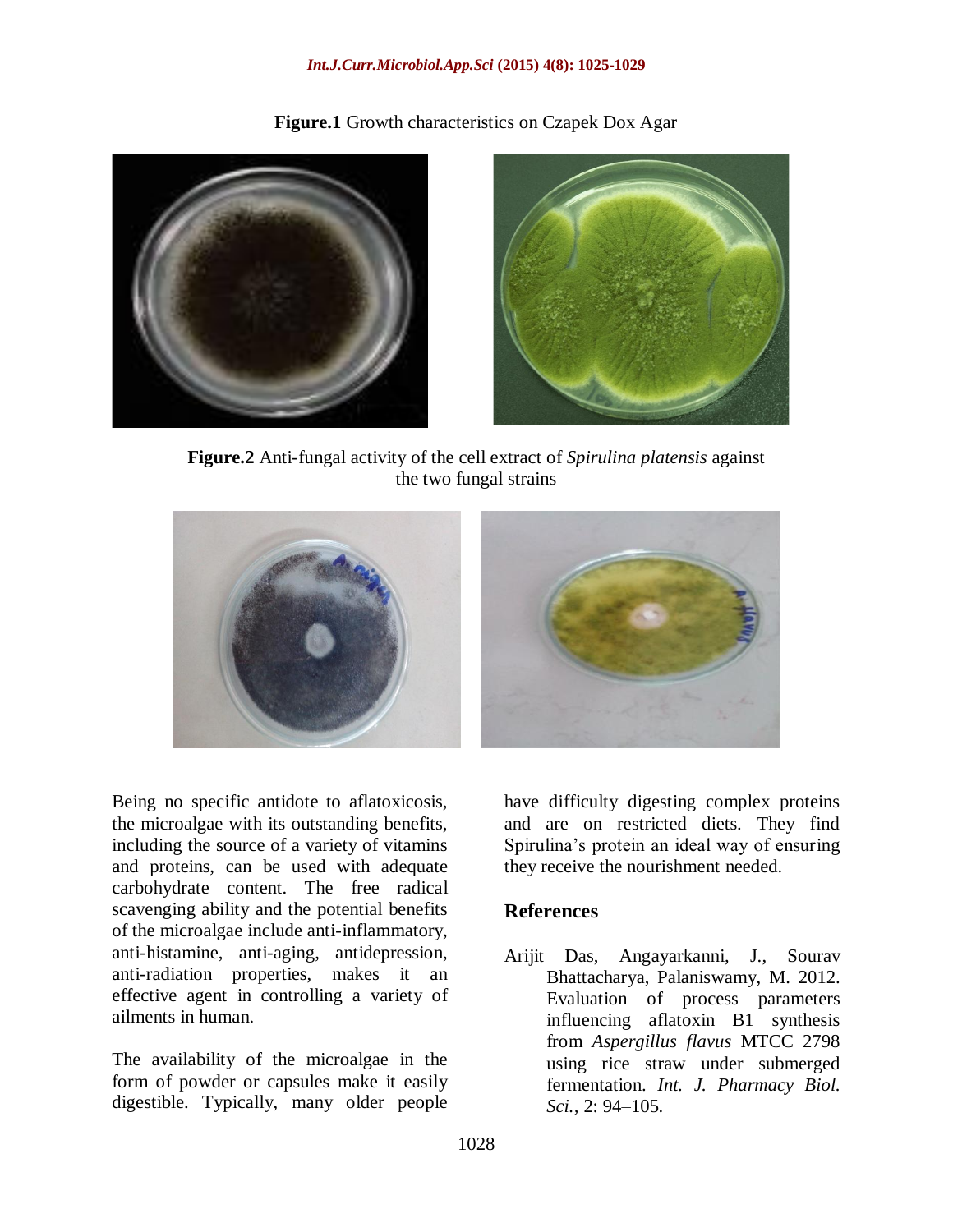**Figure.1** Growth characteristics on Czapek Dox Agar

**Figure.2** Anti-fungal activity of the cell extract of *Spirulina platensis* against the two fungal strains

Being no specific antidote to aflatoxicosis, the microalgae with its outstanding benefits, including the source of a variety of vitamins and proteins, can be used with adequate carbohydrate content. The free radical scavenging ability and the potential benefits of the microalgae include anti-inflammatory, anti-histamine, anti-aging, antidepression, anti-radiation properties, makes it an effective agent in controlling a variety of ailments in human.

The availability of the microalgae in the form of powder or capsules make it easily digestible. Typically, many older people have difficulty digesting complex proteins and are on restricted diets. They find Spirulina's protein an ideal way of ensuring they receive the nourishment needed.

## References

Arijit Das, Angayarkanni, J., Sourav Bhattacharya, Palaniswamy, M. 2012. Evaluation of process parameters influencing aflatoxin B1 synthesis from *Aspergillus flavus* MTCC 2798 using rice straw under submerged fermentation. *Int. J. Pharmacy Biol. Sci.,* 2: 94–105.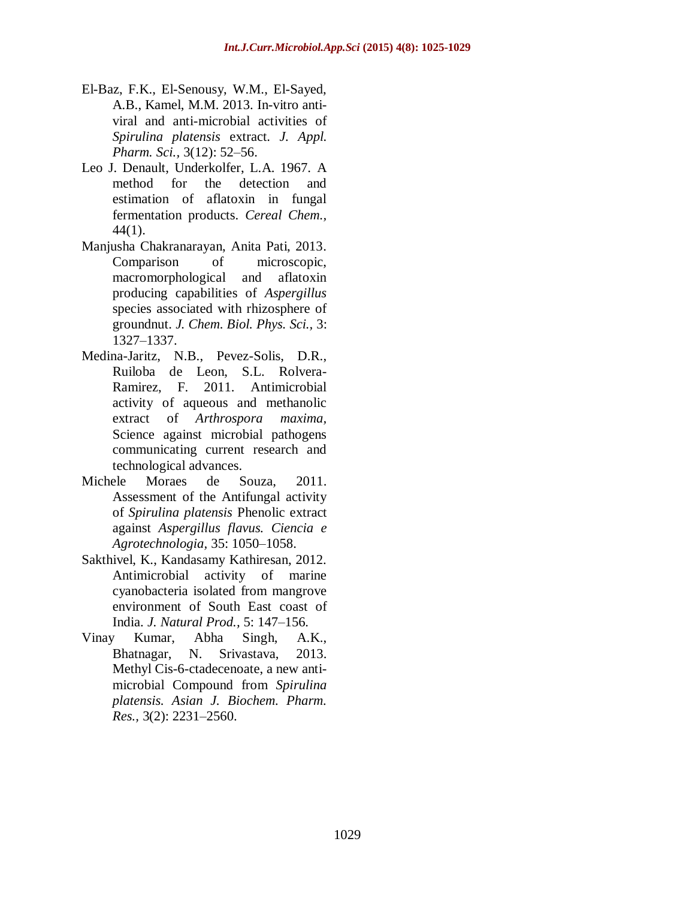El-Baz, F.K., El-Senousy, W.M., El-Sayed, A.B., Kamel, M.M. 2013. In-vitro anti-viral and anti-microbial activities of *Spirulina platensis* extract. *J. Appl. Pharm. Sci.,* 3(12): 52–56.

Leo J. Denault, Underkolfer, L.A. 1967. A method for the detection and estimation of aflatoxin in fungal fermentation products. *Cereal Chem.,* 44(1).

Manjusha Chakranarayan, Anita Pati, 2013. Comparison of microscopic, macromorphological and aflatoxin producing capabilities of *Aspergillus* species associated with rhizosphere of groundnut. *J. Chem. Biol. Phys. Sci.,* 3: 1327–1337.

Medina-Jaritz, N.B., Pevez-Solis, D.R., Ruiloba de Leon, S.L. Rolvera-Ramirez, F. 2011. Antimicrobial activity of aqueous and methanolic extract of *Arthrospora maxima,* Science against microbial pathogens communicating current research and technological advances.

Michele Moraes de Souza, 2011. Assessment of the Antifungal activity of *Spirulina platensis* Phenolic extract against *Aspergillus flavus. Ciencia e Agrotechnologia,* 35: 1050–1058.

Sakthivel, K., Kandasamy Kathiresan, 2012. Antimicrobial activity of marine cyanobacteria isolated from mangrove environment of South East coast of India. *J. Natural Prod.,* 5: 147–156.

Vinay Kumar, Abha Singh, A.K., Bhatnagar, N. Srivastava, 2013. Methyl Cis-6-ctadecenoate, a new anti-microbial Compound from *Spirulina platensis. Asian J. Biochem. Pharm. Res.,* 3(2): 2231–2560.